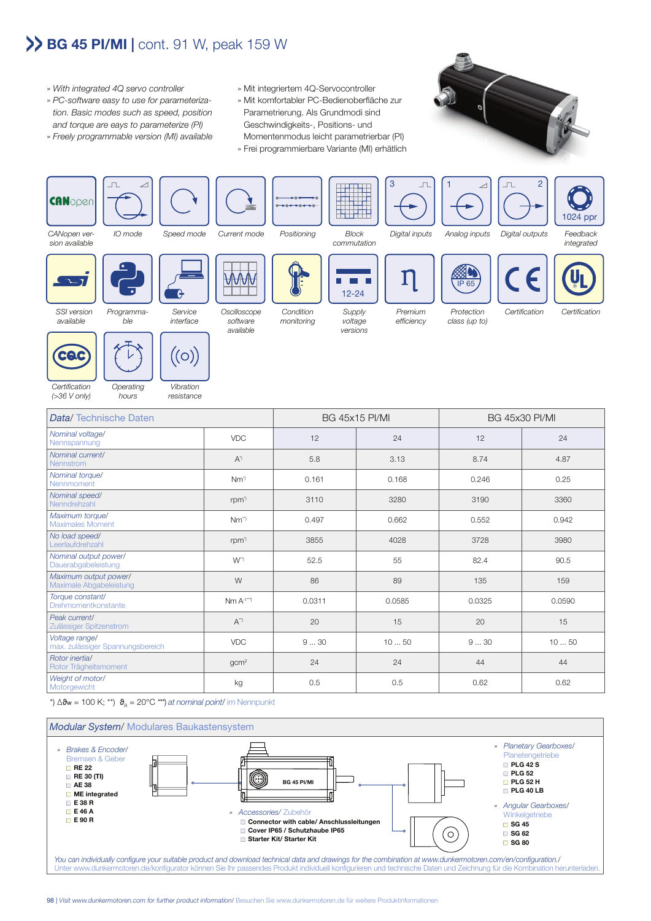# BG 45 PI/MI | cont. 91 W, peak 159 W

» *With integrated 4Q servo controller*
» *PC-software easy to use for parameterization. Basic modes such as speed, position and torque are eays to parameterize (PI)*
» *Freely programmable version (MI) available*

» Mit integriertem 4Q-Servocontroller
» Mit komfortabler PC-Bedienoberfläche zur Parametrierung. Als Grundmodi sind Geschwindigkeits-, Positions- und Momentenmodus leicht parametrierbar (PI)
» Frei programmierbare Variante (MI) erhältlich

*CANopen version available* | *IO mode* | *Speed mode* | *Current mode* | *Positioning* | *Block commutation* | *Digital inputs* | *Analog inputs* | *Digital outputs* | *Feedback integrated*

*SSI version available* | *Programmable* | *Service interface* | *Oscilloscope software available* | *Condition monitoring* | *Supply voltage versions* | *Premium efficiency* | *Protection class (up to)* | *Certification* | *Certification*

*Certification (>36 V only)* | *Operating hours* | *Vibration resistance*

| *Data*/ Technische Daten | | BG 45x15 PI/MI | | BG 45x30 PI/MI | |
|---|---|---|---|---|---|
| *Nominal voltage/* Nennspannung | VDC | 12 | 24 | 12 | 24 |
| *Nominal current/* Nennstrom | A*) | 5.8 | 3.13 | 8.74 | 4.87 |
| *Nominal torque/* Nennmoment | Nm*) | 0.161 | 0.168 | 0.246 | 0.25 |
| *Nominal speed/* Nenndrehzahl | rpm*) | 3110 | 3280 | 3190 | 3360 |
| *Maximum torque/* Maximales Moment | Nm**) | 0.497 | 0.662 | 0.552 | 0.942 |
| *No load speed/* Leerlaufdrehzahl | rpm*) | 3855 | 4028 | 3728 | 3980 |
| *Nominal output power/* Dauerabgabeleistung | W**) | 52.5 | 55 | 82.4 | 90.5 |
| *Maximum output power/* Maximale Abgabeleistung | W | 86 | 89 | 135 | 159 |
| *Torque constant/* Drehmomentkonstante | Nm A-1***) | 0.0311 | 0.0585 | 0.0325 | 0.0590 |
| *Peak current/* Zulässiger Spitzenstrom | A**) | 20 | 15 | 20 | 15 |
| *Voltage range/* max. zulässiger Spannungsbereich | VDC | 9 ... 30 | 10 ... 50 | 9 ... 30 | 10 ... 50 |
| *Rotor inertia/* Rotor Trägheitsmoment | gcm² | 24 | 24 | 44 | 44 |
| *Weight of motor/* Motorgewicht | kg | 0.5 | 0.5 | 0.62 | 0.62 |

*) $\Delta\vartheta_W$ = 100 K; **) $\vartheta_R$ = 20°C ***) *at nominal point/* im Nennpunkt

## *Modular System*/ Modulares Baukastensystem

» *Brakes & Encoder/* Bremsen & Geber
- **RE 22**
- **RE 30 (TI)**
- **AE 38**
- **ME integrated**
- **E 38 R**
- **E 46 A**
- **E 90 R**

**BG 45 PI/MI**

» *Accessories/* Zubehör
- **Connector with cable/ Anschlussleitungen**
- **Cover IP65 / Schutzhaube IP65**
- **Starter Kit/ Starter Kit**

» *Planetary Gearboxes/* Planetengetriebe
- **PLG 42 S**
- **PLG 52**
- **PLG 52 H**
- **PLG 40 LB**

» *Angular Gearboxes/* Winkelgetriebe
- **SG 45**
- **SG 62**
- **SG 80**

*You can individually configure your suitable product and download technical data and drawings for the combination at www.dunkermotoren.com/en/configuration./* Unter www.dunkermotoren.de/konfigurator können Sie Ihr passendes Produkt individuell konfigurieren und technische Daten und Zeichnung für die Kombination herunterladen.

*Visit www.dunkermotoren.com for further product information/* Besuchen Sie www.dunkermotoren.de für weitere Produktinformationen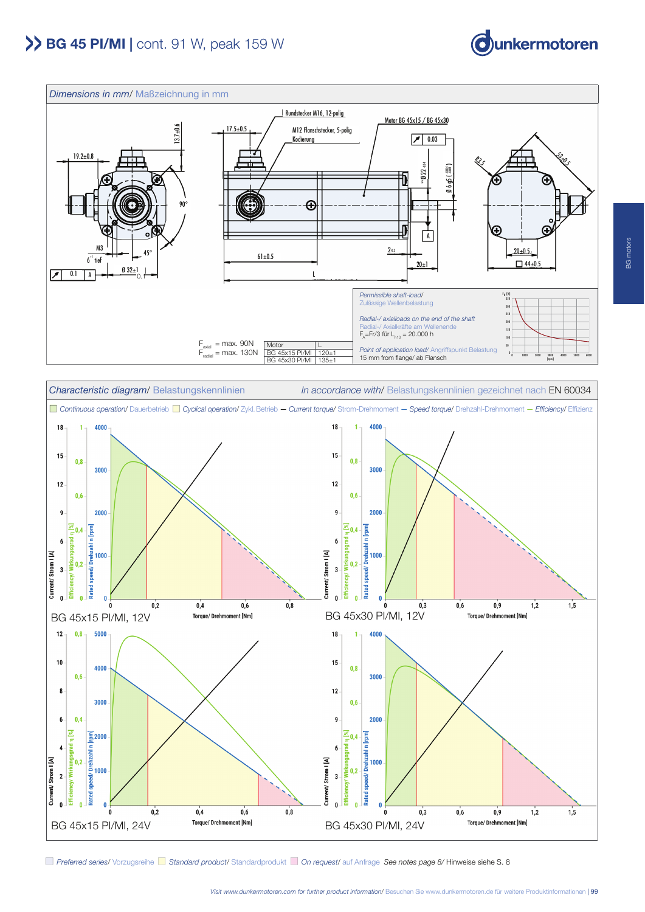# BG 45 PI/MI | cont. 91 W, peak 159 W

## *Dimensions in mm*/ Maßzeichnung in mm

Rundstecker M16, 12-polig

M12 Flanschstecker, 5-polig

Kodierung

Motor BG 45x15 / BG 45x30

19.2±0.8

13.7±0.6

17.5±0.5

90°

45°

M3

6⁺¹ tief

Ø 32±1

0.1 A

0.03

Ø 22

Ø 6 g5

A

61±0.5

2

20±1

L

R3.5

53±0.5

20±0.5

44±0.5

$F_{axial}$ = max. 90N

$F_{radial}$ = max. 130N

| Motor | L |
|---|---|
| BG 45x15 PI/MI | 120±1 |
| BG 45x30 PI/MI | 135±1 |

*Permissible shaft-load*/ Zulässige Wellenbelastung

*Radial-/ axialloads on the end of the shaft*/ Radial-/ Axialkräfte am Wellenende

$F_A$=Fr/3 für $L_{h10}$ = 20.000 h

*Point of application load*/ Angriffspunkt Belastung

15 mm from flange/ ab Flansch

## *Characteristic diagram*/ Belastungskennlinien

*In accordance with*/ Belastungskennlinien gezeichnet nach EN 60034

*Continuous operation*/ Dauerbetrieb — *Cyclical operation*/ Zykl. Betrieb — *Current torque*/ Strom-Drehmoment — *Speed torque*/ Drehzahl-Drehmoment — *Efficiency*/ Effizienz

Current/ Strom I [A]

Efficiency/ Wirkungsgrad η [%]

Rated speed/ Drehzahl n [rpm]

Torque/ Drehmoment [Nm]

BG 45x15 PI/MI, 12V

BG 45x30 PI/MI, 12V

BG 45x15 PI/MI, 24V

BG 45x30 PI/MI, 24V

*Preferred series*/ Vorzugsreihe *Standard product*/ Standardprodukt *On request*/ auf Anfrage *See notes page 8*/ Hinweise siehe S. 8

*Visit www.dunkermotoren.com for further product information*/ Besuchen Sie www.dunkermotoren.de für weitere Produktinformationen